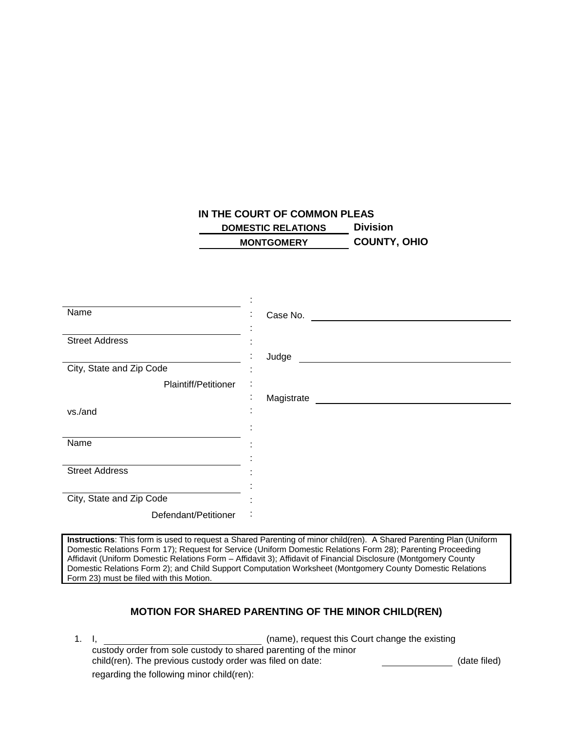**IN THE COURT OF COMMON PLEAS**
**DOMESTIC RELATIONS Division**
**MONTGOMERY COUNTY, OHIO**

| | | |
|---|---|---|
| ______________________________ | : | |
| Name | : | Case No. ______________________________ |
| ______________________________ | : | |
| Street Address | : | |
| ______________________________ | : | Judge ______________________________ |
| City, State and Zip Code | : | |
| Plaintiff/Petitioner | : | |
| | : | Magistrate ______________________________ |
| vs./and | : | |
| ______________________________ | : | |
| Name | : | |
| ______________________________ | : | |
| Street Address | : | |
| ______________________________ | : | |
| City, State and Zip Code | : | |
| Defendant/Petitioner | : | |

**Instructions**: This form is used to request a Shared Parenting of minor child(ren). A Shared Parenting Plan (Uniform Domestic Relations Form 17); Request for Service (Uniform Domestic Relations Form 28); Parenting Proceeding Affidavit (Uniform Domestic Relations Form – Affidavit 3); Affidavit of Financial Disclosure (Montgomery County Domestic Relations Form 2); and Child Support Computation Worksheet (Montgomery County Domestic Relations Form 23) must be filed with this Motion.

## MOTION FOR SHARED PARENTING OF THE MINOR CHILD(REN)

1. I, ______________________________ (name), request this Court change the existing custody order from sole custody to shared parenting of the minor child(ren). The previous custody order was filed on date: ______________ (date filed) regarding the following minor child(ren):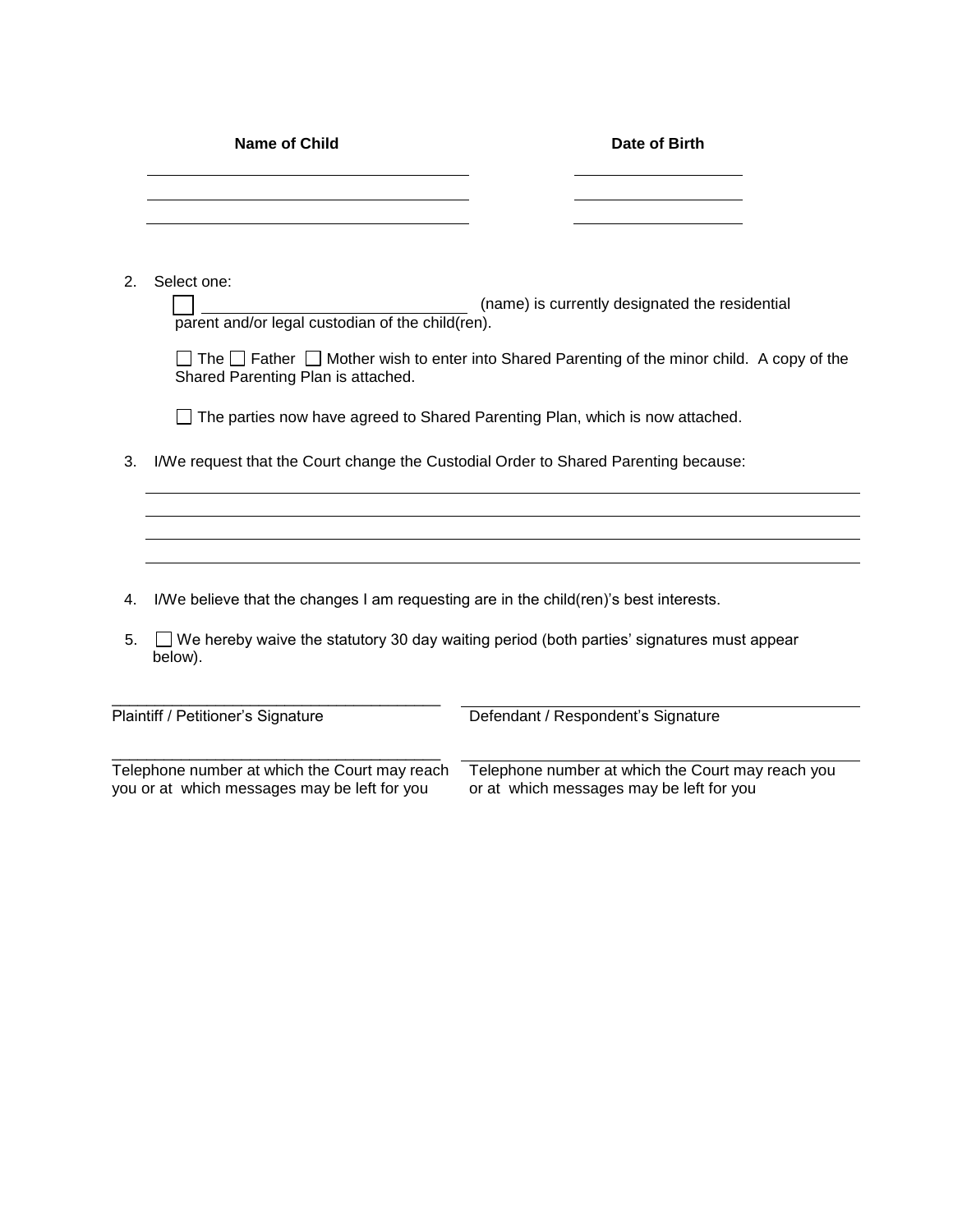| Name of Child | Date of Birth |
| --- | --- |
| | |
| | |
| | |

2. Select one:

   ☐ ______________________________ (name) is currently designated the residential parent and/or legal custodian of the child(ren).

   ☐ The ☐ Father ☐ Mother wish to enter into Shared Parenting of the minor child. A copy of the Shared Parenting Plan is attached.

   ☐ The parties now have agreed to Shared Parenting Plan, which is now attached.

3. I/We request that the Court change the Custodial Order to Shared Parenting because:

   ________________________________________________________________________________

   ________________________________________________________________________________

   ________________________________________________________________________________

   ________________________________________________________________________________

4. I/We believe that the changes I am requesting are in the child(ren)'s best interests.

5. ☐ We hereby waive the statutory 30 day waiting period (both parties' signatures must appear below).

| | |
| --- | --- |
| ______________________________________ | ______________________________________ |
| Plaintiff / Petitioner's Signature | Defendant / Respondent's Signature |
| ______________________________________ | ______________________________________ |
| Telephone number at which the Court may reach you or at which messages may be left for you | Telephone number at which the Court may reach you or at which messages may be left for you |